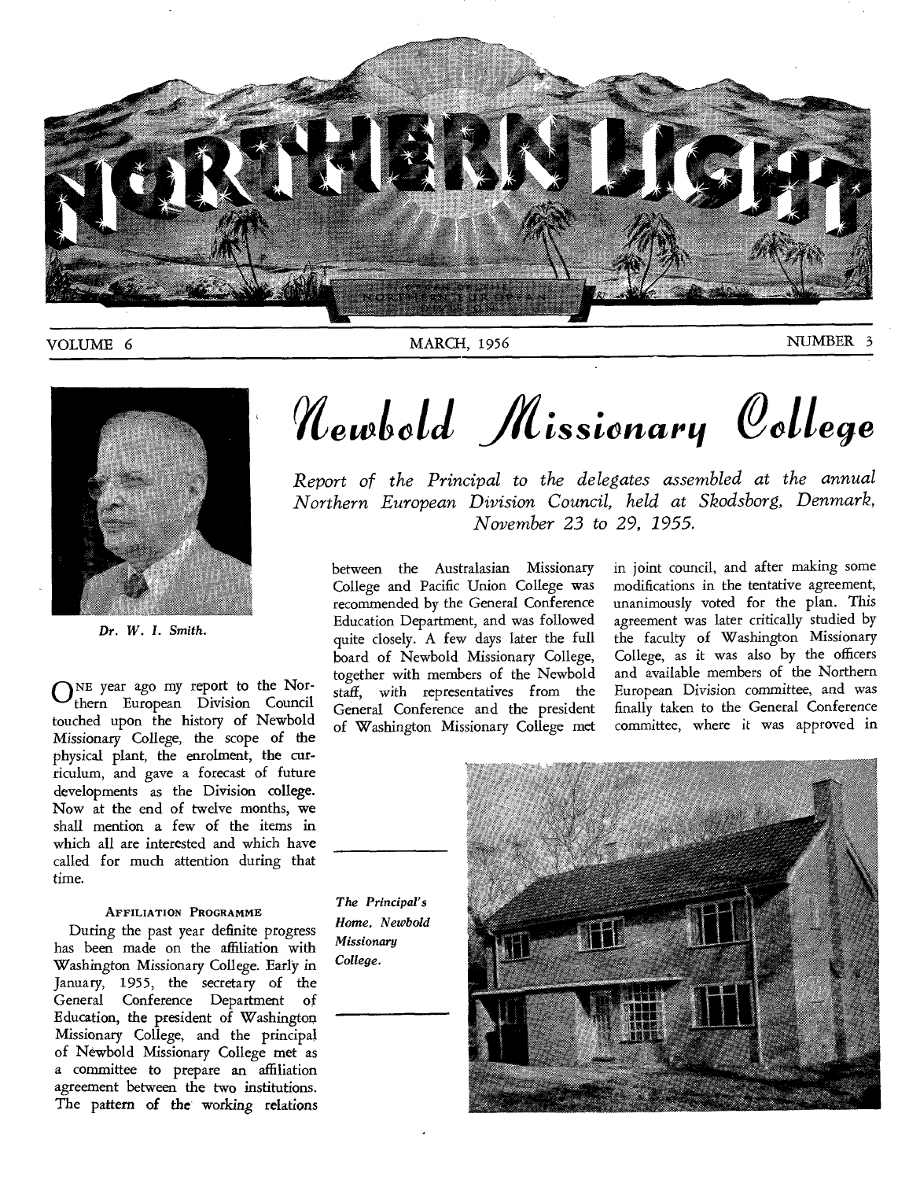# NORTHERN LIGHT

VOLUME 6 — MARCH, 1956 — NUMBER 3

## Newbold Missionary College

*Report of the Principal to the delegates assembled at the annual Northern European Division Council, held at Skodsborg, Denmark, November 23 to 29, 1955.*

*Dr. W. I. Smith.*

ONE year ago my report to the Northern European Division Council touched upon the history of Newbold Missionary College, the scope of the physical plant, the enrolment, the curriculum, and gave a forecast of future developments as the Division college. Now at the end of twelve months, we shall mention a few of the items in which all are interested and which have called for much attention during that time.

### Affiliation Programme

During the past year definite progress has been made on the affiliation with Washington Missionary College. Early in January, 1955, the secretary of the General Conference Department of Education, the president of Washington Missionary College, and the principal of Newbold Missionary College met as a committee to prepare an affiliation agreement between the two institutions. The pattern of the working relations between the Australasian Missionary College and Pacific Union College was recommended by the General Conference Education Department, and was followed quite closely. A few days later the full board of Newbold Missionary College, together with members of the Newbold staff, with representatives from the General Conference and the president of Washington Missionary College met in joint council, and after making some modifications in the tentative agreement, unanimously voted for the plan. This agreement was later critically studied by the faculty of Washington Missionary College, as it was also by the officers and available members of the Northern European Division committee, and was finally taken to the General Conference committee, where it was approved in

*The Principal's Home, Newbold Missionary College.*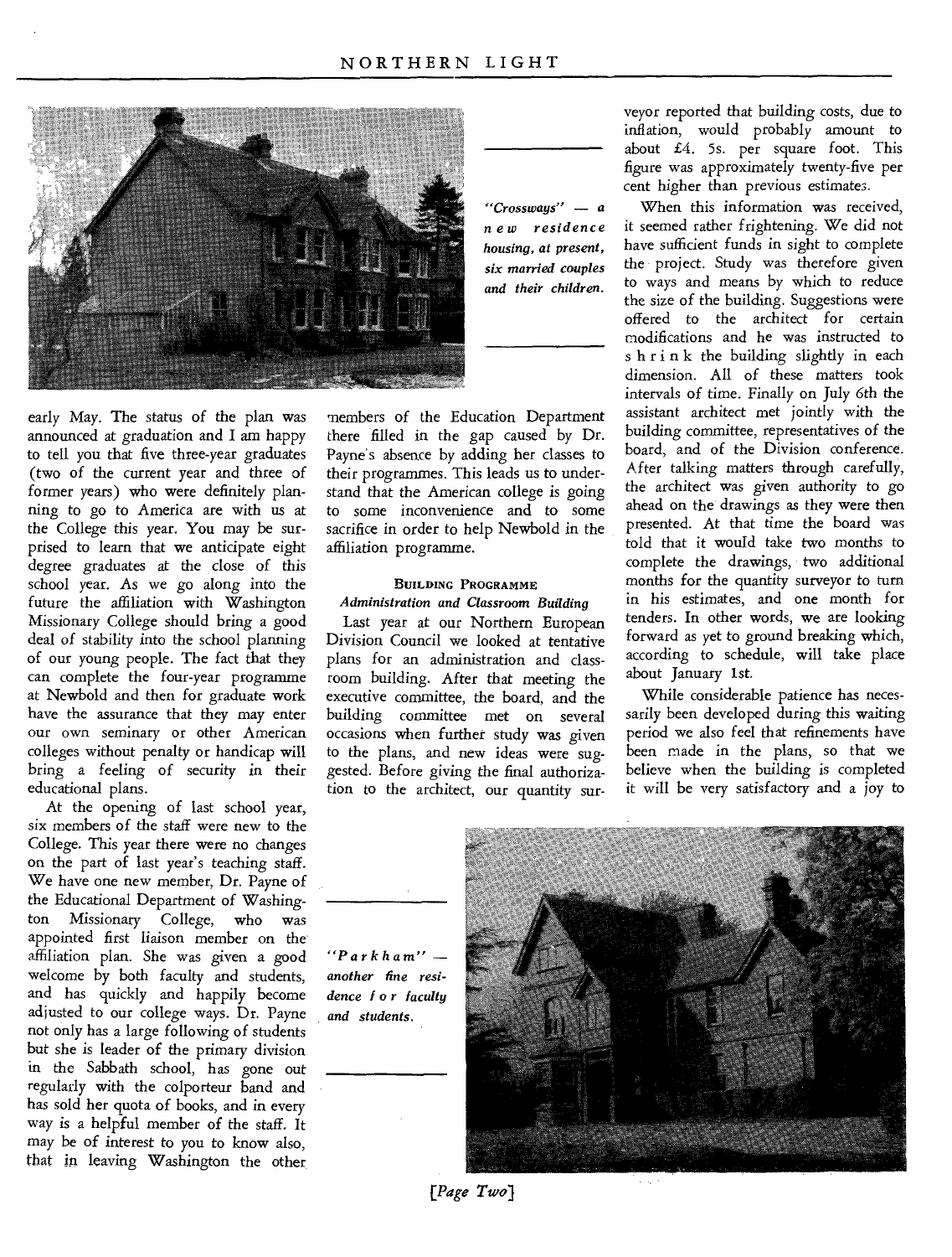*"Crossways" — a new residence housing, at present, six married couples and their children.*

early May. The status of the plan was announced at graduation and I am happy to tell you that five three-year graduates (two of the current year and three of former years) who were definitely planning to go to America are with us at the College this year. You may be surprised to learn that we anticipate eight degree graduates at the close of this school year. As we go along into the future the affiliation with Washington Missionary College should bring a good deal of stability into the school planning of our young people. The fact that they can complete the four-year programme at Newbold and then for graduate work have the assurance that they may enter our own seminary or other American colleges without penalty or handicap will bring a feeling of security in their educational plans.

At the opening of last school year, six members of the staff were new to the College. This year there were no changes on the part of last year's teaching staff. We have one new member, Dr. Payne of the Educational Department of Washington Missionary College, who was appointed first liaison member on the affiliation plan. She was given a good welcome by both faculty and students, and has quickly and happily become adjusted to our college ways. Dr. Payne not only has a large following of students but she is leader of the primary division in the Sabbath school, has gone out regularly with the colporteur band and has sold her quota of books, and in every way is a helpful member of the staff. It may be of interest to you to know also, that in leaving Washington the other members of the Education Department there filled in the gap caused by Dr. Payne's absence by adding her classes to their programmes. This leads us to understand that the American college is going to some inconvenience and to some sacrifice in order to help Newbold in the affiliation programme.

### BUILDING PROGRAMME

#### *Administration and Classroom Building*

Last year at our Northern European Division Council we looked at tentative plans for an administration and classroom building. After that meeting the executive committee, the board, and the building committee met on several occasions when further study was given to the plans, and new ideas were suggested. Before giving the final authorization to the architect, our quantity surveyor reported that building costs, due to inflation, would probably amount to about £4. 5s. per square foot. This figure was approximately twenty-five per cent higher than previous estimates.

When this information was received, it seemed rather frightening. We did not have sufficient funds in sight to complete the project. Study was therefore given to ways and means by which to reduce the size of the building. Suggestions were offered to the architect for certain modifications and he was instructed to s h r i n k the building slightly in each dimension. All of these matters took intervals of time. Finally on July 6th the assistant architect met jointly with the building committee, representatives of the board, and of the Division conference. After talking matters through carefully, the architect was given authority to go ahead on the drawings as they were then presented. At that time the board was told that it would take two months to complete the drawings, two additional months for the quantity surveyor to turn in his estimates, and one month for tenders. In other words, we are looking forward as yet to ground breaking which, according to schedule, will take place about January 1st.

While considerable patience has necessarily been developed during this waiting period we also feel that refinements have been made in the plans, so that we believe when the building is completed it will be very satisfactory and a joy to

*"Parkham" — another fine residence for faculty and students.*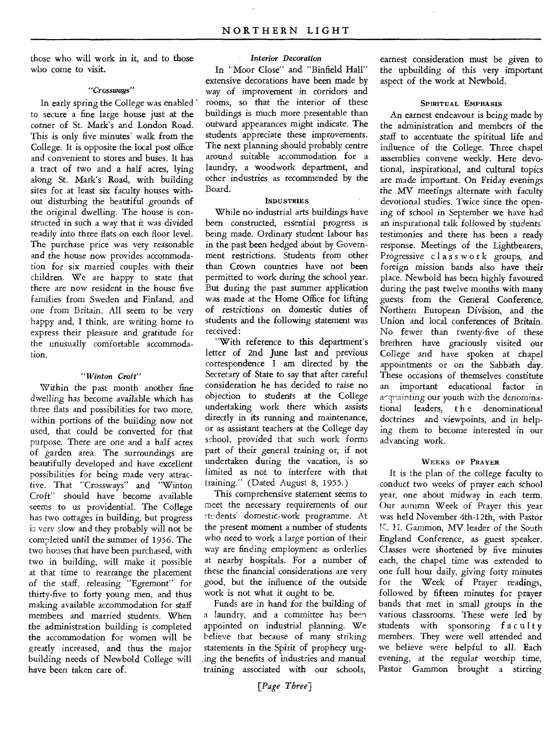those who will work in it, and to those who come to visit.

### *"Crossways"*

In early spring the College was enabled to secure a fine large house just at the corner of St. Mark's and London Road. This is only five minutes' walk from the College. It is opposite the local post office and convenient to stores and buses. It has a tract of two and a half acres, lying along St. Mark's Road, with building sites for at least six faculty houses without disturbing the beautiful grounds of the original dwelling. The house is constructed in such a way that it was divided readily into three flats on each floor level. The purchase price was very reasonable and the house now provides accommodation for six married couples with their children. We are happy to state that there are now resident in the house five families from Sweden and Finland, and one from Britain. All seem to be very happy and, I think, are writing home to express their pleasure and gratitude for the unusually comfortable accommodation.

### *"Winton Croft"*

Within the past month another fine dwelling has become available which has three flats and possibilities for two more, within portions of the building now not used, that could be converted for that purpose. There are one and a half acres of garden area. The surroundings are beautifully developed and have excellent possibilities for being made very attractive. That "Crossways" and "Winton Croft" should have become available seems to us providential. The College has two cottages in building, but progress is very slow and they probably will not be completed until the summer of 1956. The two houses that have been purchased, with two in building, will make it possible at that time to rearrange the placement of the staff, releasing "Egremont" for thirty-five to forty young men, and thus making available accommodation for staff members and married students. When the administration building is completed the accommodation for women will be greatly increased, and thus the major building needs of Newbold College will have been taken care of.

### *Interior Decoration*

In "Moor Close" and "Binfield Hall" extensive decorations have been made by way of improvement in corridors and rooms, so that the interior of these buildings is much more presentable than outward appearances might indicate. The students appreciate these improvements. The next planning should probably centre around suitable accommodation for a laundry, a woodwork department, and other industries as recommended by the Board.

### Industries

While no industrial arts buildings have been constructed, essential progress is being made. Ordinary student labour has in the past been hedged about by Government restrictions. Students from other than Crown countries have not been permitted to work during the school year. But during the past summer application was made at the Home Office for lifting of restrictions on domestic duties of students and the following statement was received:

"With reference to this department's letter of 2nd June last and previous correspondence I am directed by the Secretary of State to say that after careful consideration he has decided to raise no objection to students at the College undertaking work there which assists directly in its running and maintenance, or as assistant teachers at the College day school, provided that such work forms part of their general training or, if not undertaken during the vacation, is so limited as not to interfere with that training." (Dated August 8, 1955.)

This comprehensive statement seems to meet the necessary requirements of our students' domestic-work programme. At the present moment a number of students who need to work a large portion of their way are finding employment as orderlies at nearby hospitals. For a number of these the financial considerations are very good, but the influence of the outside work is not what it ought to be.

Funds are in hand for the building of a laundry, and a committee has been appointed on industrial planning. We believe that because of many striking statements in the Spirit of prophecy urging the benefits of industries and manual training associated with our schools, earnest consideration must be given to the upbuilding of this very important aspect of the work at Newbold.

### Spiritual Emphasis

An earnest endeavour is being made by the administration and members of the staff to accentuate the spiritual life and influence of the College. Three chapel assemblies convene weekly. Here devotional, inspirational, and cultural topics are made important. On Friday evenings the MV meetings alternate with faculty devotional studies. Twice since the opening of school in September we have had an inspirational talk followed by students' testimonies and there has been a ready response. Meetings of the Lightbearers, Progressive classwork groups, and foreign mission bands also have their place. Newbold has been highly favoured during the past twelve months with many guests from the General Conference, Northern European Division, and the Union and local conferences of Britain. No fewer than twenty-five of these brethren have graciously visited our College and have spoken at chapel appointments or on the Sabbath day. These occasions of themselves constitute an important educational factor in acquainting our youth with the denominational leaders, the denominational doctrines and viewpoints, and in helping them to become interested in our advancing work.

### Weeks of Prayer

It is the plan of the college faculty to conduct two weeks of prayer each school year, one about midway in each term. Our autumn Week of Prayer this year was held November 4th-12th, with Pastor K. H. Gammon, MV leader of the South England Conference, as guest speaker. Classes were shortened by five minutes each, the chapel time was extended to one full hour daily, giving forty minutes for the Week of Prayer readings, followed by fifteen minutes for prayer bands that met in small groups in the various classrooms. These were led by students with sponsoring faculty members. They were well attended and we believe were helpful to all. Each evening, at the regular worship time, Pastor Gammon brought a stirring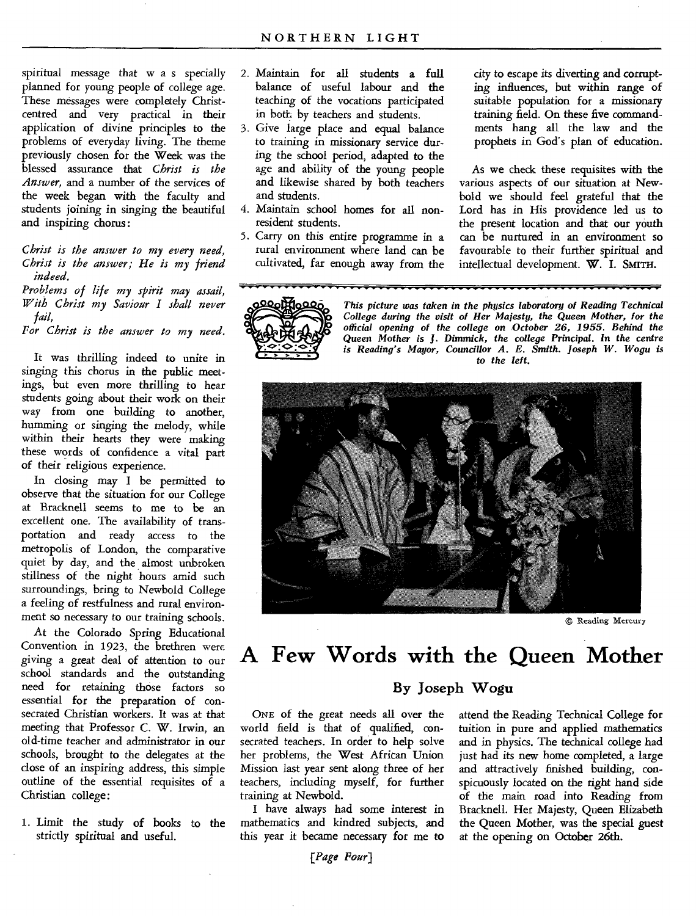spiritual message that was specially planned for young people of college age. These messages were completely Christ-centred and very practical in their application of divine principles to the problems of everyday living. The theme previously chosen for the Week was the blessed assurance that *Christ is the Answer*, and a number of the services of the week began with the faculty and students joining in singing the beautiful and inspiring chorus:

*Christ is the answer to my every need,*
*Christ is the answer; He is my friend indeed.*
*Problems of life my spirit may assail,*
*With Christ my Saviour I shall never fail,*
*For Christ is the answer to my need.*

It was thrilling indeed to unite in singing this chorus in the public meetings, but even more thrilling to hear students going about their work on their way from one building to another, humming or singing the melody, while within their hearts they were making these words of confidence a vital part of their religious experience.

In closing may I be permitted to observe that the situation for our College at Bracknell seems to me to be an excellent one. The availability of transportation and ready access to the metropolis of London, the comparative quiet by day, and the almost unbroken stillness of the night hours amid such surroundings, bring to Newbold College a feeling of restfulness and rural environment so necessary to our training schools.

At the Colorado Spring Educational Convention in 1923, the brethren were giving a great deal of attention to our school standards and the outstanding need for retaining those factors so essential for the preparation of consecrated Christian workers. It was at that meeting that Professor C. W. Irwin, an old-time teacher and administrator in our schools, brought to the delegates at the close of an inspiring address, this simple outline of the essential requisites of a Christian college:

1. Limit the study of books to the strictly spiritual and useful.
2. Maintain for all students a full balance of useful labour and the teaching of the vocations participated in both by teachers and students.
3. Give large place and equal balance to training in missionary service during the school period, adapted to the age and ability of the young people and likewise shared by both teachers and students.
4. Maintain school homes for all non-resident students.
5. Carry on this entire programme in a rural environment where land can be cultivated, far enough away from the city to escape its diverting and corrupting influences, but within range of suitable population for a missionary training field. On these five commandments hang all the law and the prophets in God's plan of education.

As we check these requisites with the various aspects of our situation at Newbold we should feel grateful that the Lord has in His providence led us to the present location and that our youth can be nurtured in an environment so favourable to their further spiritual and intellectual development. W. I. SMITH.

*This picture was taken in the physics laboratory of Reading Technical College during the visit of Her Majesty, the Queen Mother, for the official opening of the college on October 26, 1955. Behind the Queen Mother is J. Dimmick, the college Principal. In the centre is Reading's Mayor, Councillor A. E. Smith. Joseph W. Wogu is to the left.*

© Reading Mercury

# A Few Words with the Queen Mother

## By Joseph Wogu

ONE of the great needs all over the world field is that of qualified, consecrated teachers. In order to help solve her problems, the West African Union Mission last year sent along three of her teachers, including myself, for further training at Newbold.

I have always had some interest in mathematics and kindred subjects, and this year it became necessary for me to attend the Reading Technical College for tuition in pure and applied mathematics and in physics. The technical college had just had its new home completed, a large and attractively finished building, conspicuously located on the right hand side of the main road into Reading from Bracknell. Her Majesty, Queen Elizabeth the Queen Mother, was the special guest at the opening on October 26th.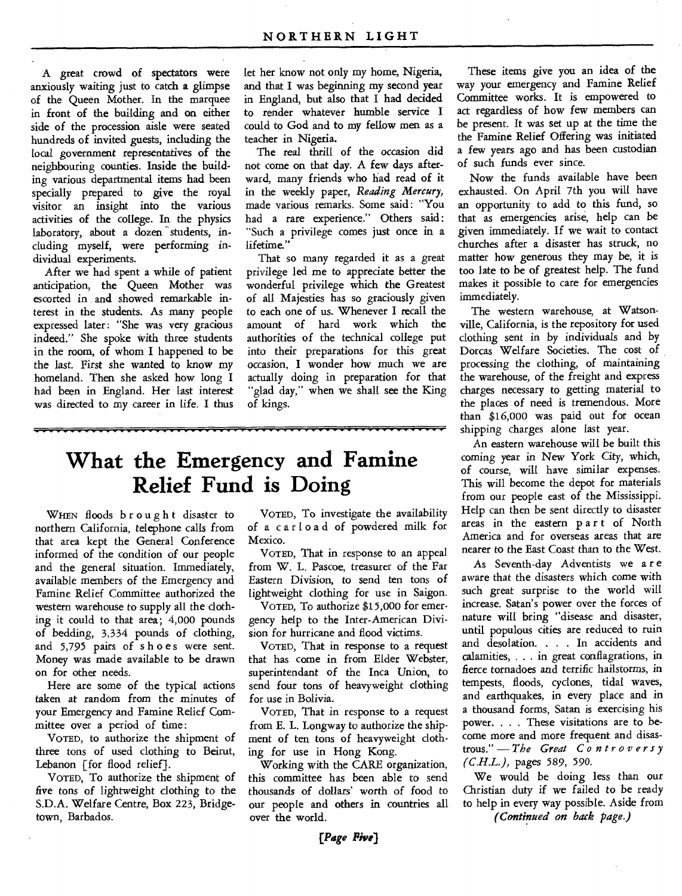A great crowd of spectators were anxiously waiting just to catch a glimpse of the Queen Mother. In the marquee in front of the building and on either side of the procession aisle were seated hundreds of invited guests, including the local government representatives of the neighbouring counties. Inside the building various departmental items had been specially prepared to give the royal visitor an insight into the various activities of the college. In the physics laboratory, about a dozen students, including myself, were performing individual experiments.

After we had spent a while of patient anticipation, the Queen Mother was escorted in and showed remarkable interest in the students. As many people expressed later: "She was very gracious indeed." She spoke with three students in the room, of whom I happened to be the last. First she wanted to know my homeland. Then she asked how long I had been in England. Her last interest was directed to my career in life. I thus let her know not only my home, Nigeria, and that I was beginning my second year in England, but also that I had decided to render whatever humble service I could to God and to my fellow men as a teacher in Nigeria.

The real thrill of the occasion did not come on that day. A few days afterward, many friends who had read of it in the weekly paper, *Reading Mercury*, made various remarks. Some said: "You had a rare experience." Others said: "Such a privilege comes just once in a lifetime."

That so many regarded it as a great privilege led me to appreciate better the wonderful privilege which the Greatest of all Majesties has so graciously given to each one of us. Whenever I recall the amount of hard work which the authorities of the technical college put into their preparations for this great occasion, I wonder how much we are actually doing in preparation for that "glad day," when we shall see the King of kings.

# What the Emergency and Famine Relief Fund is Doing

WHEN floods brought disaster to northern California, telephone calls from that area kept the General Conference informed of the condition of our people and the general situation. Immediately, available members of the Emergency and Famine Relief Committee authorized the western warehouse to supply all the clothing it could to that area; 4,000 pounds of bedding, 3,334 pounds of clothing, and 5,795 pairs of shoes were sent. Money was made available to be drawn on for other needs.

Here are some of the typical actions taken at random from the minutes of your Emergency and Famine Relief Committee over a period of time:

VOTED, to authorize the shipment of three tons of used clothing to Beirut, Lebanon [for flood relief].

VOTED, To authorize the shipment of five tons of lightweight clothing to the S.D.A. Welfare Centre, Box 223, Bridgetown, Barbados.

VOTED, To investigate the availability of a carload of powdered milk for Mexico.

VOTED, That in response to an appeal from W. L. Pascoe, treasurer of the Far Eastern Division, to send ten tons of lightweight clothing for use in Saigon.

VOTED, To authorize $15,000 for emergency help to the Inter-American Division for hurricane and flood victims.

VOTED, That in response to a request that has come in from Elder Webster, superintendant of the Inca Union, to send four tons of heavyweight clothing for use in Bolivia.

VOTED, That in response to a request from E. L. Longway to authorize the shipment of ten tons of heavyweight clothing for use in Hong Kong.

Working with the CARE organization, this committee has been able to send thousands of dollars' worth of food to our people and others in countries all over the world.

These items give you an idea of the way your emergency and Famine Relief Committee works. It is empowered to act regardless of how few members can be present. It was set up at the time the the Famine Relief Offering was initiated a few years ago and has been custodian of such funds ever since.

Now the funds available have been exhausted. On April 7th you will have an opportunity to add to this fund, so that as emergencies arise, help can be given immediately. If we wait to contact churches after a disaster has struck, no matter how generous they may be, it is too late to be of greatest help. The fund makes it possible to care for emergencies immediately.

The western warehouse, at Watsonville, California, is the repository for used clothing sent in by individuals and by Dorcas Welfare Societies. The cost of processing the clothing, of maintaining the warehouse, of the freight and express charges necessary to getting material to the places of need is tremendous. More than $16,000 was paid out for ocean shipping charges alone last year.

An eastern warehouse will be built this coming year in New York City, which, of course, will have similar expenses. This will become the depot for materials from our people east of the Mississippi. Help can then be sent directly to disaster areas in the eastern part of North America and for overseas areas that are nearer to the East Coast than to the West.

As Seventh-day Adventists we are aware that the disasters which come with such great surprise to the world will increase. Satan's power over the forces of nature will bring "disease and disaster, until populous cities are reduced to ruin and desolation. . . . In accidents and calamities, . . . in great conflagrations, in fierce tornadoes and terrific hailstorms, in tempests, floods, cyclones, tidal waves, and earthquakes, in every place and in a thousand forms, Satan is exercising his power. . . . These visitations are to become more and more frequent and disastrous." —*The Great Controversy (C.H.L.)*, pages 589, 590.

We would be doing less than our Christian duty if we failed to be ready to help in every way possible. Aside from

*(Continued on back page.)*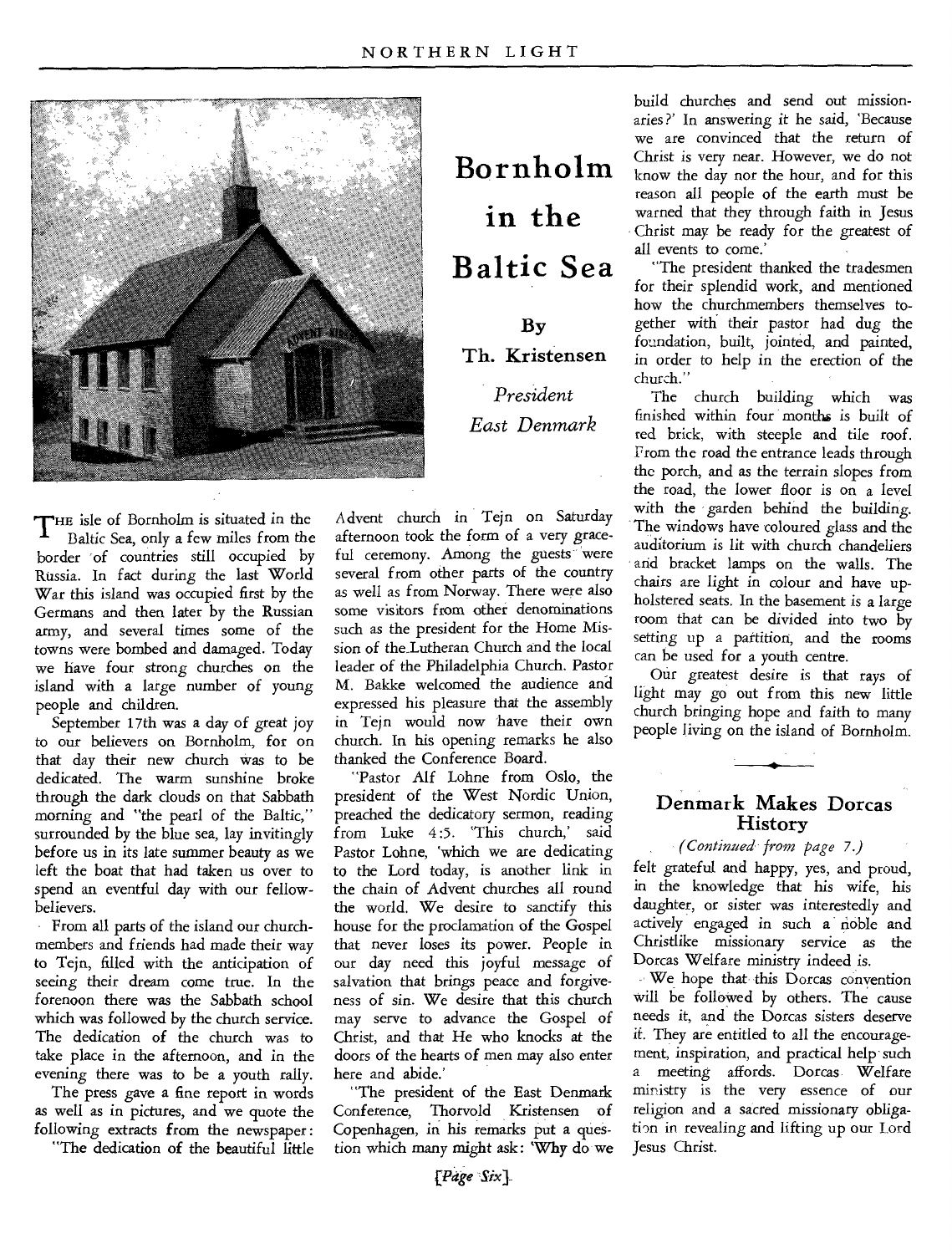# Bornholm in the Baltic Sea

By

Th. Kristensen

*President*
*East Denmark*

THE isle of Bornholm is situated in the Baltic Sea, only a few miles from the border of countries still occupied by Russia. In fact during the last World War this island was occupied first by the Germans and then later by the Russian army, and several times some of the towns were bombed and damaged. Today we have four strong churches on the island with a large number of young people and children.

September 17th was a day of great joy to our believers on Bornholm, for on that day their new church was to be dedicated. The warm sunshine broke through the dark clouds on that Sabbath morning and "the pearl of the Baltic," surrounded by the blue sea, lay invitingly before us in its late summer beauty as we left the boat that had taken us over to spend an eventful day with our fellow-believers.

From all parts of the island our church-members and friends had made their way to Tejn, filled with the anticipation of seeing their dream come true. In the forenoon there was the Sabbath school which was followed by the church service. The dedication of the church was to take place in the afternoon, and in the evening there was to be a youth rally.

The press gave a fine report in words as well as in pictures, and we quote the following extracts from the newspaper:

"The dedication of the beautiful little Advent church in Tejn on Saturday afternoon took the form of a very graceful ceremony. Among the guests were several from other parts of the country as well as from Norway. There were also some visitors from other denominations such as the president for the Home Mission of the Lutheran Church and the local leader of the Philadelphia Church. Pastor M. Bakke welcomed the audience and expressed his pleasure that the assembly in Tejn would now have their own church. In his opening remarks he also thanked the Conference Board.

"Pastor Alf Lohne from Oslo, the president of the West Nordic Union, preached the dedicatory sermon, reading from Luke 4:5. 'This church,' said Pastor Lohne, 'which we are dedicating to the Lord today, is another link in the chain of Advent churches all round the world. We desire to sanctify this house for the proclamation of the Gospel that never loses its power. People in our day need this joyful message of salvation that brings peace and forgiveness of sin. We desire that this church may serve to advance the Gospel of Christ, and that He who knocks at the doors of the hearts of men may also enter here and abide.'

"The president of the East Denmark Conference, Thorvold Kristensen of Copenhagen, in his remarks put a question which many might ask: 'Why do we build churches and send out missionaries?' In answering it he said, 'Because we are convinced that the return of Christ is very near. However, we do not know the day nor the hour, and for this reason all people of the earth must be warned that they through faith in Jesus Christ may be ready for the greatest of all events to come.'

"The president thanked the tradesmen for their splendid work, and mentioned how the churchmembers themselves together with their pastor had dug the foundation, built, jointed, and painted, in order to help in the erection of the church."

The church building which was finished within four months is built of red brick, with steeple and tile roof. From the road the entrance leads through the porch, and as the terrain slopes from the road, the lower floor is on a level with the garden behind the building. The windows have coloured glass and the auditorium is lit with church chandeliers and bracket lamps on the walls. The chairs are light in colour and have upholstered seats. In the basement is a large room that can be divided into two by setting up a partition, and the rooms can be used for a youth centre.

Our greatest desire is that rays of light may go out from this new little church bringing hope and faith to many people living on the island of Bornholm.

## Denmark Makes Dorcas History

*(Continued from page 7.)*

felt grateful and happy, yes, and proud, in the knowledge that his wife, his daughter, or sister was interestedly and actively engaged in such a noble and Christlike missionary service as the Dorcas Welfare ministry indeed is.

We hope that this Dorcas convention will be followed by others. The cause needs it, and the Dorcas sisters deserve it. They are entitled to all the encouragement, inspiration, and practical help such a meeting affords. Dorcas Welfare ministry is the very essence of our religion and a sacred missionary obligation in revealing and lifting up our Lord Jesus Christ.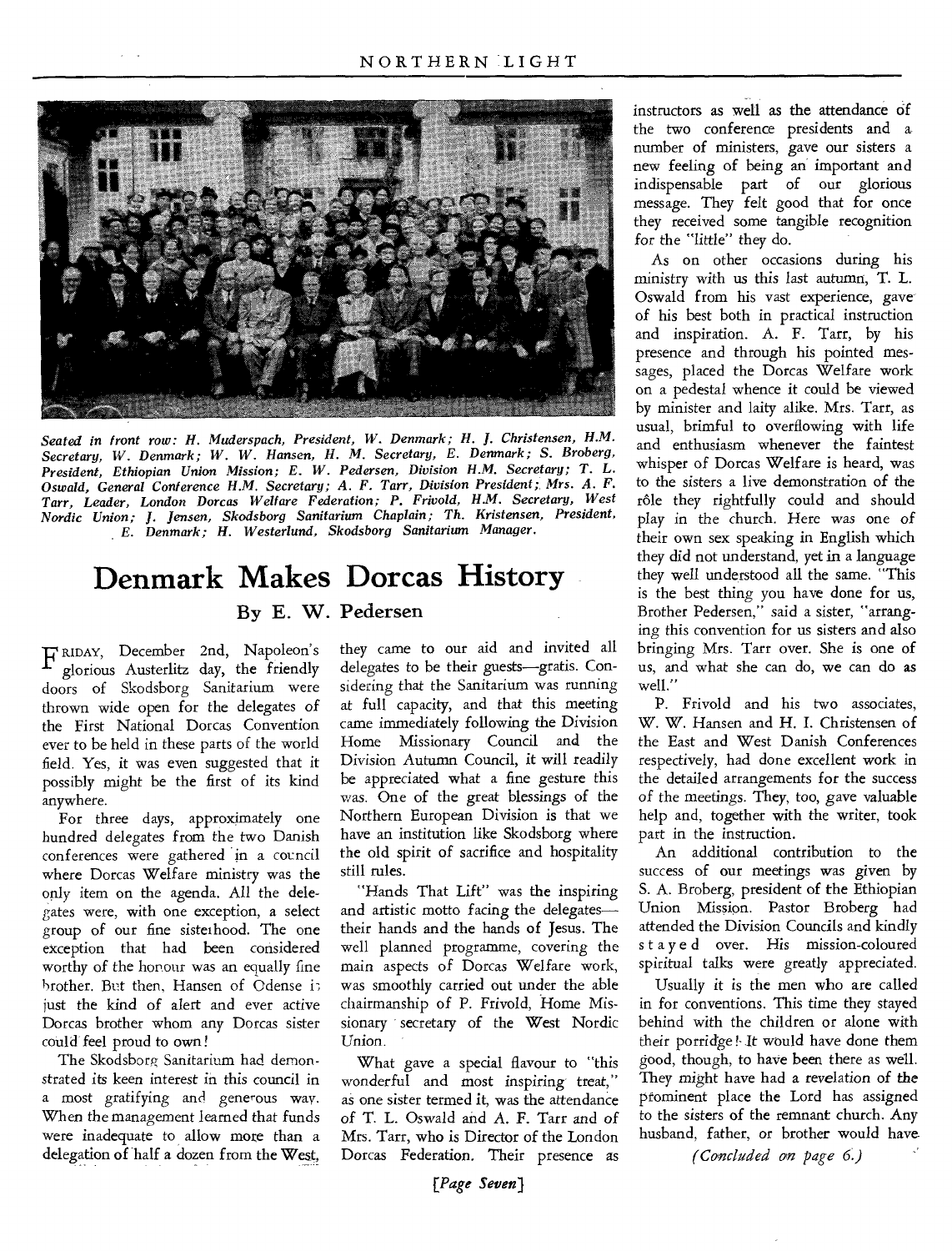*Seated in front row: H. Muderspach, President, W. Denmark; H. J. Christensen, H.M. Secretary, W. Denmark; W. W. Hansen, H. M. Secretary, E. Denmark; S. Broberg, President, Ethiopian Union Mission; E. W. Pedersen, Division H.M. Secretary; T. L. Oswald, General Conference H.M. Secretary; A. F. Tarr, Division President; Mrs. A. F. Tarr, Leader, London Dorcas Welfare Federation; P. Frivold, H.M. Secretary, West Nordic Union; J. Jensen, Skodsborg Sanitarium Chaplain; Th. Kristensen, President, E. Denmark; H. Westerlund, Skodsborg Sanitarium Manager.*

# Denmark Makes Dorcas History

## By E. W. Pedersen

FRIDAY, December 2nd, Napoleon's glorious Austerlitz day, the friendly doors of Skodsborg Sanitarium were thrown wide open for the delegates of the First National Dorcas Convention ever to be held in these parts of the world field. Yes, it was even suggested that it possibly might be the first of its kind anywhere.

For three days, approximately one hundred delegates from the two Danish conferences were gathered in a council where Dorcas Welfare ministry was the only item on the agenda. All the delegates were, with one exception, a select group of our fine sisterhood. The one exception that had been considered worthy of the honour was an equally fine brother. But then, Hansen of Odense is just the kind of alert and ever active Dorcas brother whom any Dorcas sister could feel proud to own!

The Skodsborg Sanitarium had demonstrated its keen interest in this council in a most gratifying and generous way. When the management learned that funds were inadequate to allow more than a delegation of half a dozen from the West, they came to our aid and invited all delegates to be their guests—gratis. Considering that the Sanitarium was running at full capacity, and that this meeting came immediately following the Division Home Missionary Council and the Division Autumn Council, it will readily be appreciated what a fine gesture this was. One of the great blessings of the Northern European Division is that we have an institution like Skodsborg where the old spirit of sacrifice and hospitality still rules.

"Hands That Lift" was the inspiring and artistic motto facing the delegates—their hands and the hands of Jesus. The well planned programme, covering the main aspects of Dorcas Welfare work, was smoothly carried out under the able chairmanship of P. Frivold, Home Missionary secretary of the West Nordic Union.

What gave a special flavour to "this wonderful and most inspiring treat," as one sister termed it, was the attendance of T. L. Oswald and A. F. Tarr and of Mrs. Tarr, who is Director of the London Dorcas Federation. Their presence as instructors as well as the attendance of the two conference presidents and a number of ministers, gave our sisters a new feeling of being an important and indispensable part of our glorious message. They felt good that for once they received some tangible recognition for the "little" they do.

As on other occasions during his ministry with us this last autumn, T. L. Oswald from his vast experience, gave of his best both in practical instruction and inspiration. A. F. Tarr, by his presence and through his pointed messages, placed the Dorcas Welfare work on a pedestal whence it could be viewed by minister and laity alike. Mrs. Tarr, as usual, brimful to overflowing with life and enthusiasm whenever the faintest whisper of Dorcas Welfare is heard, was to the sisters a live demonstration of the rôle they rightfully could and should play in the church. Here was one of their own sex speaking in English which they did not understand, yet in a language they well understood all the same. "This is the best thing you have done for us, Brother Pedersen," said a sister, "arranging this convention for us sisters and also bringing Mrs. Tarr over. She is one of us, and what she can do, we can do as well."

P. Frivold and his two associates, W. W. Hansen and H. I. Christensen of the East and West Danish Conferences respectively, had done excellent work in the detailed arrangements for the success of the meetings. They, too, gave valuable help and, together with the writer, took part in the instruction.

An additional contribution to the success of our meetings was given by S. A. Broberg, president of the Ethiopian Union Mission. Pastor Broberg had attended the Division Councils and kindly stayed over. His mission-coloured spiritual talks were greatly appreciated.

Usually it is the men who are called in for conventions. This time they stayed behind with the children or alone with their porridge! It would have done them good, though, to have been there as well. They might have had a revelation of the prominent place the Lord has assigned to the sisters of the remnant church. Any husband, father, or brother would have

*(Concluded on page 6.)*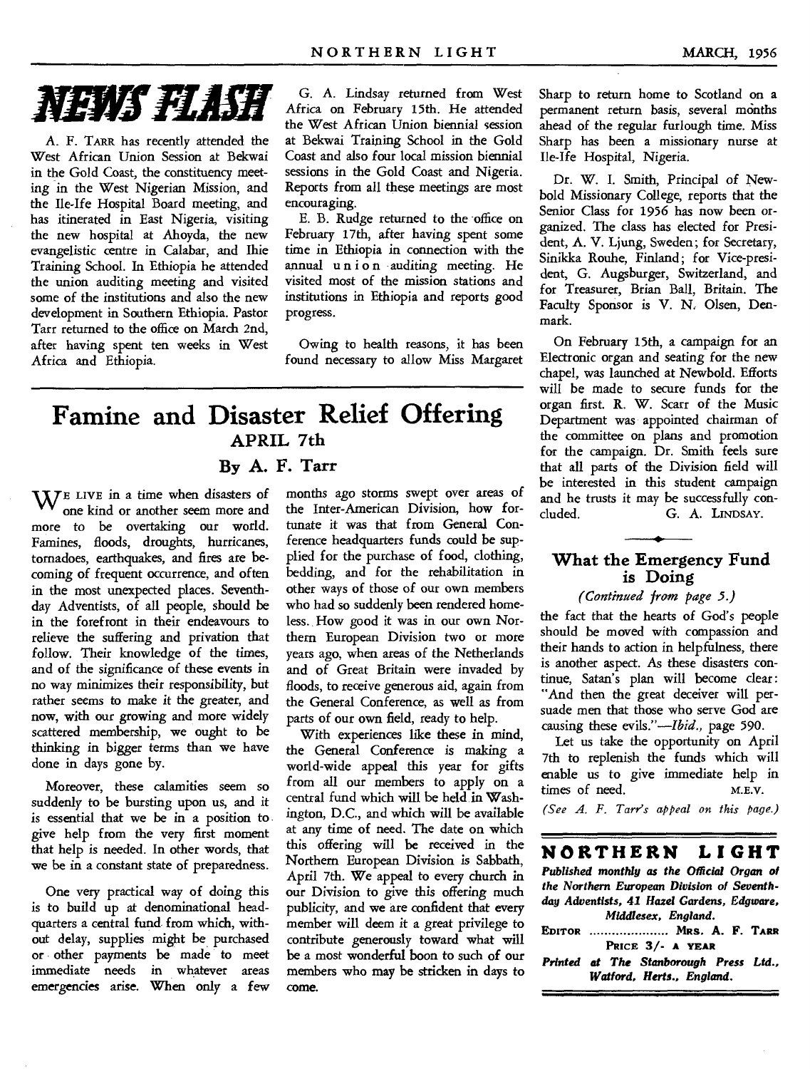# NEWS FLASH

A. F. TARR has recently attended the West African Union Session at Bekwai in the Gold Coast, the constituency meeting in the West Nigerian Mission, and the Ile-Ife Hospital Board meeting, and has itinerated in East Nigeria, visiting the new hospital at Ahoyda, the new evangelistic centre in Calabar, and Ihie Training School. In Ethiopia he attended the union auditing meeting and visited some of the institutions and also the new development in Southern Ethiopia. Pastor Tarr returned to the office on March 2nd, after having spent ten weeks in West Africa and Ethiopia.

G. A. Lindsay returned from West Africa on February 15th. He attended the West African Union biennial session at Bekwai Training School in the Gold Coast and also four local mission biennial sessions in the Gold Coast and Nigeria. Reports from all these meetings are most encouraging.

E. B. Rudge returned to the office on February 17th, after having spent some time in Ethiopia in connection with the annual union auditing meeting. He visited most of the mission stations and institutions in Ethiopia and reports good progress.

Owing to health reasons, it has been found necessary to allow Miss Margaret Sharp to return home to Scotland on a permanent return basis, several months ahead of the regular furlough time. Miss Sharp has been a missionary nurse at Ile-Ife Hospital, Nigeria.

Dr. W. I. Smith, Principal of Newbold Missionary College, reports that the Senior Class for 1956 has now been organized. The class has elected for President, A. V. Ljung, Sweden; for Secretary, Sinikka Rouhe, Finland; for Vice-president, G. Augsburger, Switzerland, and for Treasurer, Brian Ball, Britain. The Faculty Sponsor is V. N. Olsen, Denmark.

On February 15th, a campaign for an Electronic organ and seating for the new chapel, was launched at Newbold. Efforts will be made to secure funds for the organ first. R. W. Scarr of the Music Department was appointed chairman of the committee on plans and promotion for the campaign. Dr. Smith feels sure that all parts of the Division field will be interested in this student campaign and he trusts it may be successfully concluded.

G. A. LINDSAY.

# Famine and Disaster Relief Offering

## APRIL 7th

### By A. F. Tarr

WE LIVE in a time when disasters of one kind or another seem more and more to be overtaking our world. Famines, floods, droughts, hurricanes, tornadoes, earthquakes, and fires are becoming of frequent occurrence, and often in the most unexpected places. Seventh-day Adventists, of all people, should be in the forefront in their endeavours to relieve the suffering and privation that follow. Their knowledge of the times, and of the significance of these events in no way minimizes their responsibility, but rather seems to make it the greater, and now, with our growing and more widely scattered membership, we ought to be thinking in bigger terms than we have done in days gone by.

Moreover, these calamities seem so suddenly to be bursting upon us, and it is essential that we be in a position to give help from the very first moment that help is needed. In other words, that we be in a constant state of preparedness.

One very practical way of doing this is to build up at denominational headquarters a central fund from which, without delay, supplies might be purchased or other payments be made to meet immediate needs in whatever areas emergencies arise. When only a few months ago storms swept over areas of the Inter-American Division, how fortunate it was that from General Conference headquarters funds could be supplied for the purchase of food, clothing, bedding, and for the rehabilitation in other ways of those of our own members who had so suddenly been rendered homeless. How good it was in our own Northern European Division two or more years ago, when areas of the Netherlands and of Great Britain were invaded by floods, to receive generous aid, again from the General Conference, as well as from parts of our own field, ready to help.

With experiences like these in mind, the General Conference is making a world-wide appeal this year for gifts from all our members to apply on a central fund which will be held in Washington, D.C., and which will be available at any time of need. The date on which this offering will be received in the Northern European Division is Sabbath, April 7th. We appeal to every church in our Division to give this offering much publicity, and we are confident that every member will deem it a great privilege to contribute generously toward what will be a most wonderful boon to such of our members who may be stricken in days to come.

## What the Emergency Fund is Doing

*(Continued from page 5.)*

the fact that the hearts of God's people should be moved with compassion and their hands to action in helpfulness, there is another aspect. As these disasters continue, Satan's plan will become clear: "And then the great deceiver will persuade men that those who serve God are causing these evils."—*Ibid.*, page 590.

Let us take the opportunity on April 7th to replenish the funds which will enable us to give immediate help in times of need.

M.E.V.

*(See A. F. Tarr's appeal on this page.)*

## NORTHERN LIGHT

***Published monthly as the Official Organ of the Northern European Division of Seventh-day Adventists, 41 Hazel Gardens, Edgware, Middlesex, England.***

EDITOR .................... MRS. A. F. TARR

PRICE 3/- A YEAR

***Printed at The Stanborough Press Ltd., Watford, Herts., England.***